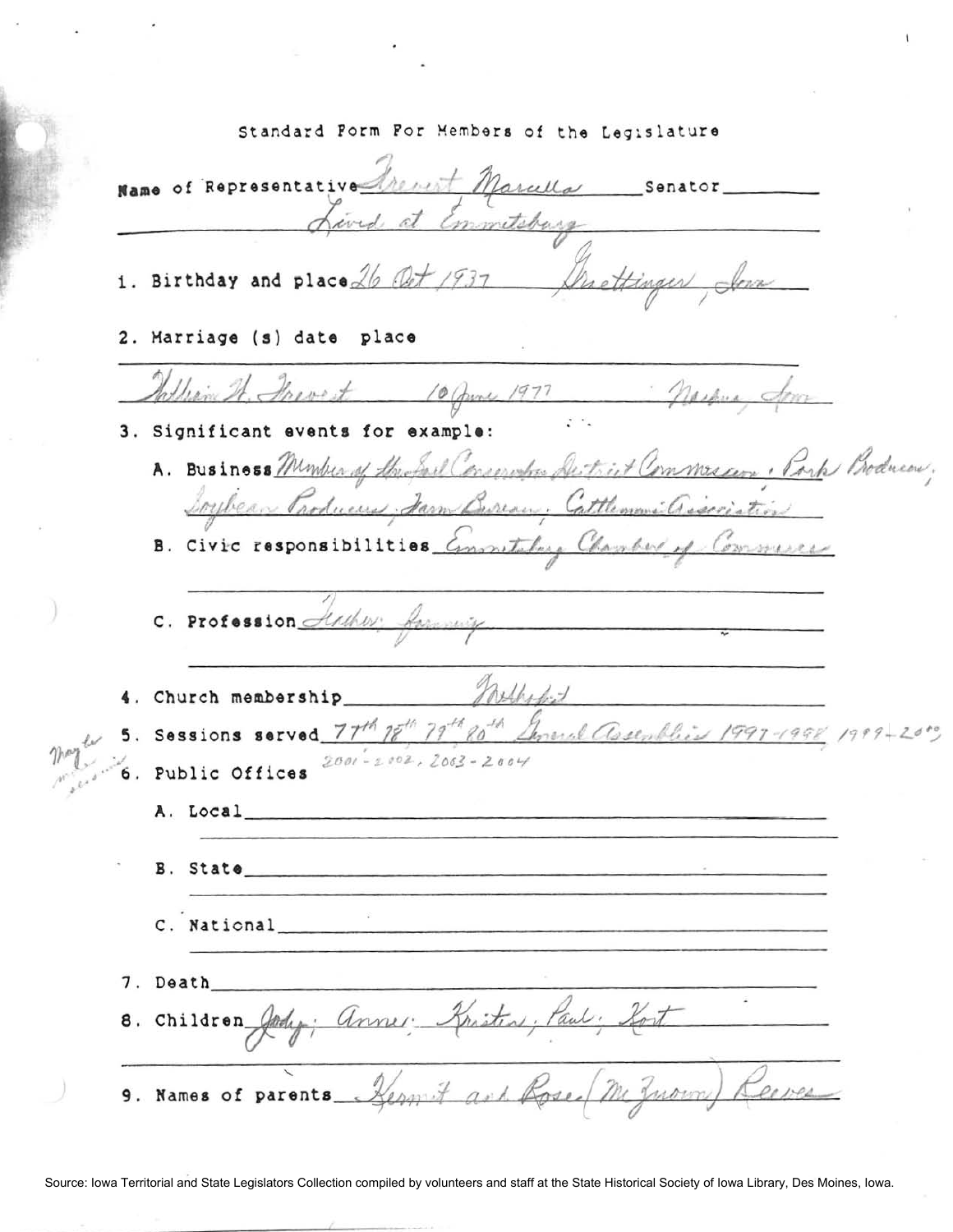# Standard Form For Members of the Legislature

Name of Representative Frevert Marcella Senator\_\_\_\_\_\_\_\_

Lived at Emmetsburg

1. Birthday and place 26 Oct 1937 Graettinger, Iowa

2. Marriage (s) date place

   William H. Frevert 10 June 1977 Nashua, Iowa

3. Significant events for example:

   A. Business Member of the Soil Conservation District Commission; Pork Producers; Soybean Producers; Farm Bureau; Cattlemen's Association

   B. Civic responsibilities Emmetsburg Chamber of Commerce

   C. Profession Teacher; farming

4. Church membership Methodist

5. Sessions served 77th 78th 79th 80th General Assemblies 1997-1998, 1999-2000, 2001-2002, 2003-2004

   *Maybe more sessions*

6. Public Offices

   A. Local\_\_\_\_\_\_\_\_

   B. State\_\_\_\_\_\_\_\_

   C. National\_\_\_\_\_\_\_\_

7. Death\_\_\_\_\_\_\_\_

8. Children Jody; Anne; Kristen; Paul; Kurt

9. Names of parents Kermit and Rose (McGowan) Reeves

Source: Iowa Territorial and State Legislators Collection compiled by volunteers and staff at the State Historical Society of Iowa Library, Des Moines, Iowa.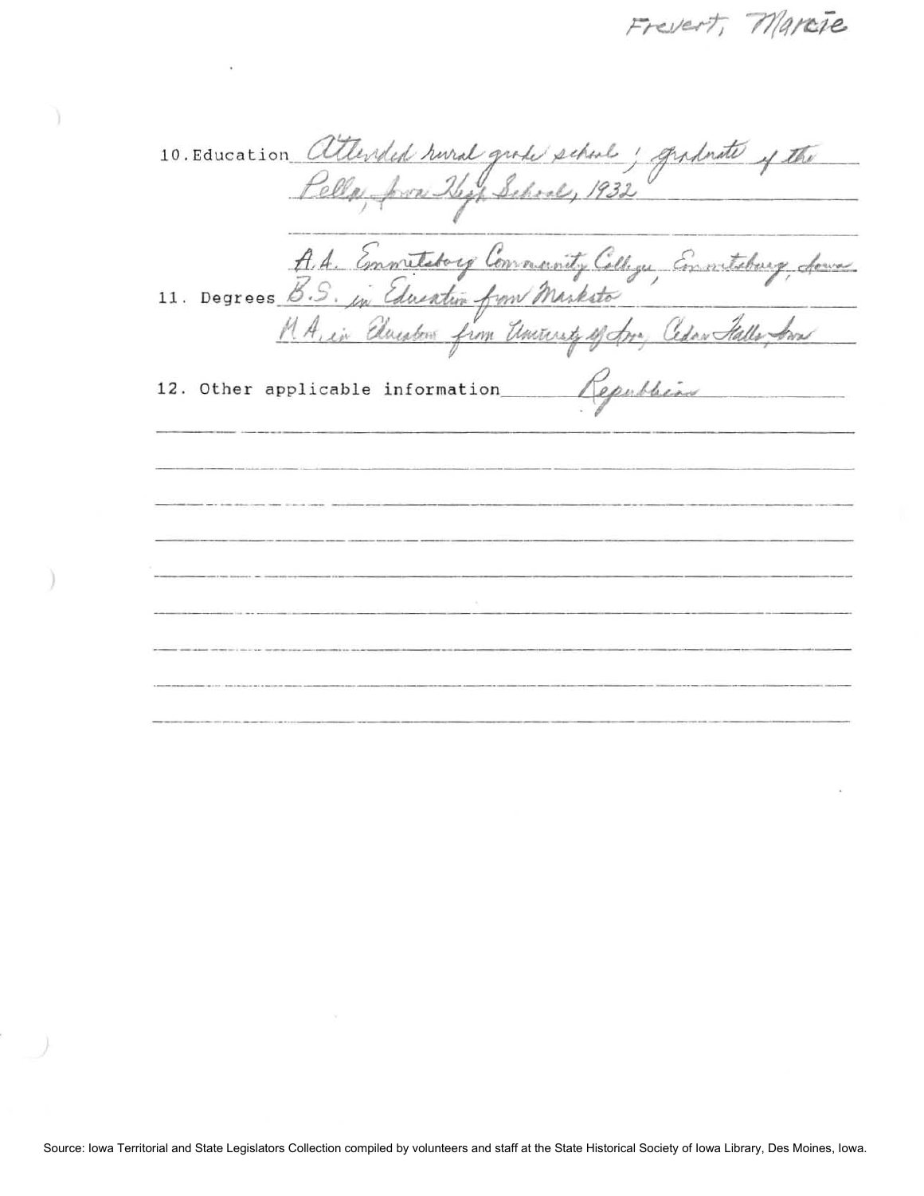Frevert, Marcie

10. Education Attended rural grade school; graduate of the Pella, Iowa High School, 1932

11. Degrees A.A. Emmetsburg Community College, Emmetsburg, Iowa
B.S. in Education from Mankato
M.A. in Education from University of Iowa, Cedar Falls, Iowa

12. Other applicable information Republican

Source: Iowa Territorial and State Legislators Collection compiled by volunteers and staff at the State Historical Society of Iowa Library, Des Moines, Iowa.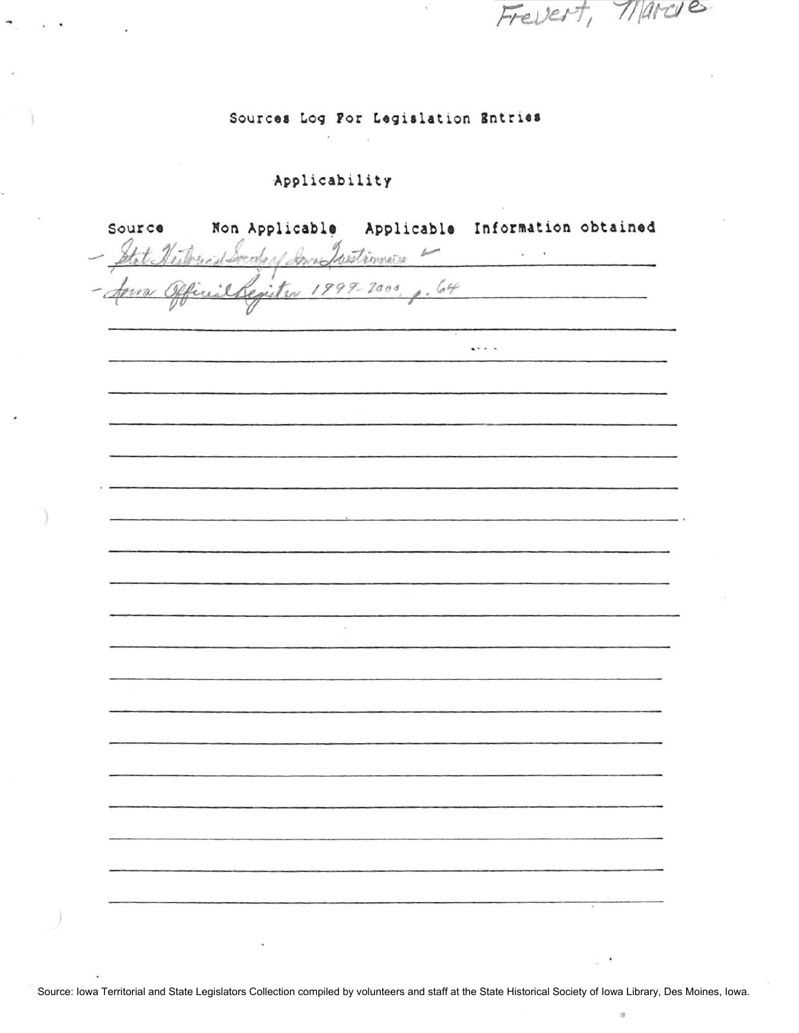Frevert, Marcie

# Sources Log For Legislation Entries

## Applicability

| Source | Non Applicable | Applicable | Information obtained |
|---|---|---|---|
| - State Historical Society of Iowa Questionnaire ✓ | | | |
| - Iowa Official Register 1999-2000, p. 64 | | | |

Source: Iowa Territorial and State Legislators Collection compiled by volunteers and staff at the State Historical Society of Iowa Library, Des Moines, Iowa.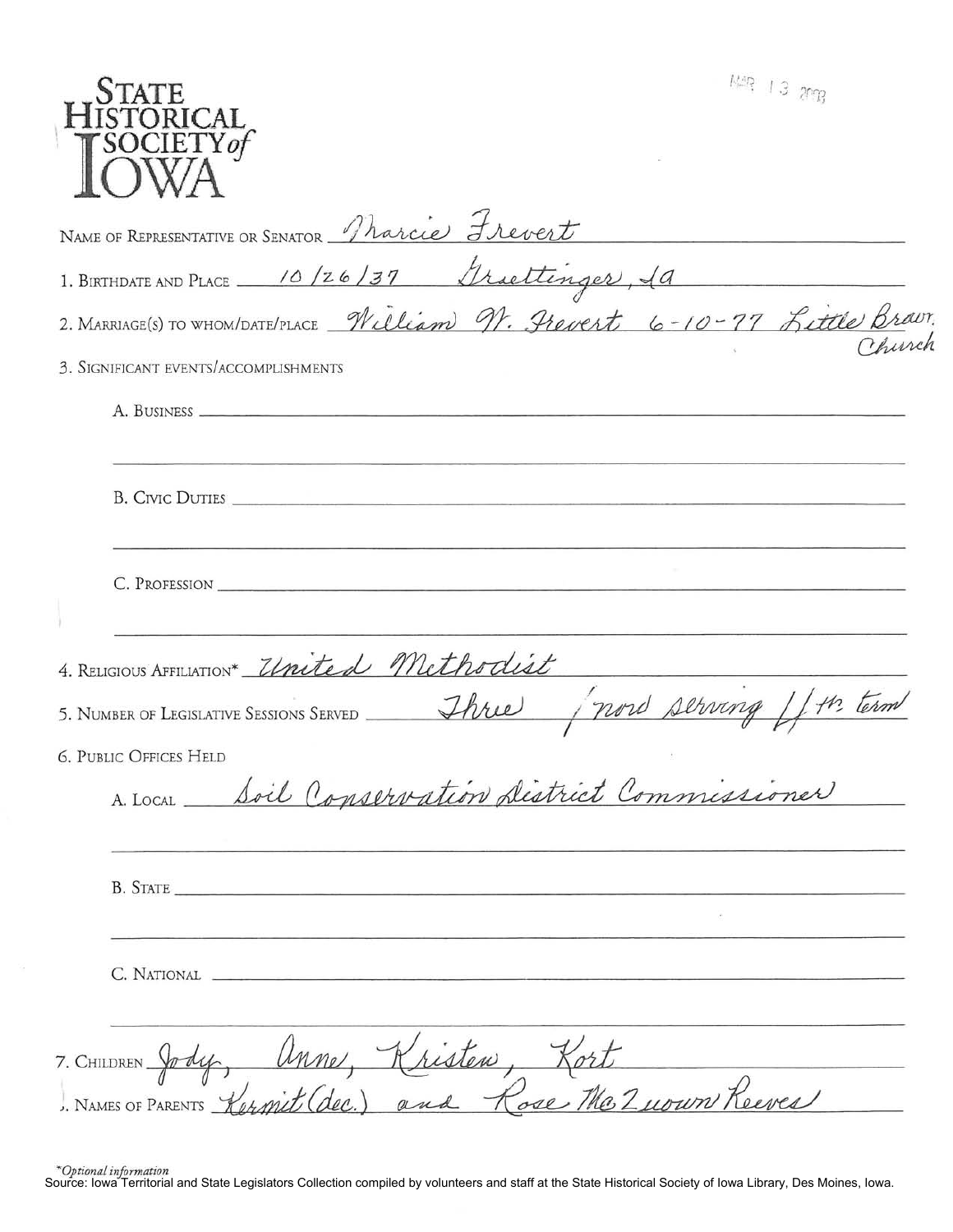# STATE HISTORICAL SOCIETY of IOWA

MAR 13 2003

NAME OF REPRESENTATIVE OR SENATOR Marcie Frevert

1. BIRTHDATE AND PLACE 10/26/37 Graettinger, IA

2. MARRIAGE(S) TO WHOM/DATE/PLACE William W. Frevert 6-10-77 Little Brown Church

3. SIGNIFICANT EVENTS/ACCOMPLISHMENTS

   A. BUSINESS

   B. CIVIC DUTIES

   C. PROFESSION

4. RELIGIOUS AFFILIATION* United Methodist

5. NUMBER OF LEGISLATIVE SESSIONS SERVED Three / now serving 4th term

6. PUBLIC OFFICES HELD

   A. LOCAL Soil Conservation District Commissioner

   B. STATE

   C. NATIONAL

7. CHILDREN Jody, Anne, Kristen, Kort

8. NAMES OF PARENTS Kermit (dec.) and Rose McLuown Reeves

*Optional information

Source: Iowa Territorial and State Legislators Collection compiled by volunteers and staff at the State Historical Society of Iowa Library, Des Moines, Iowa.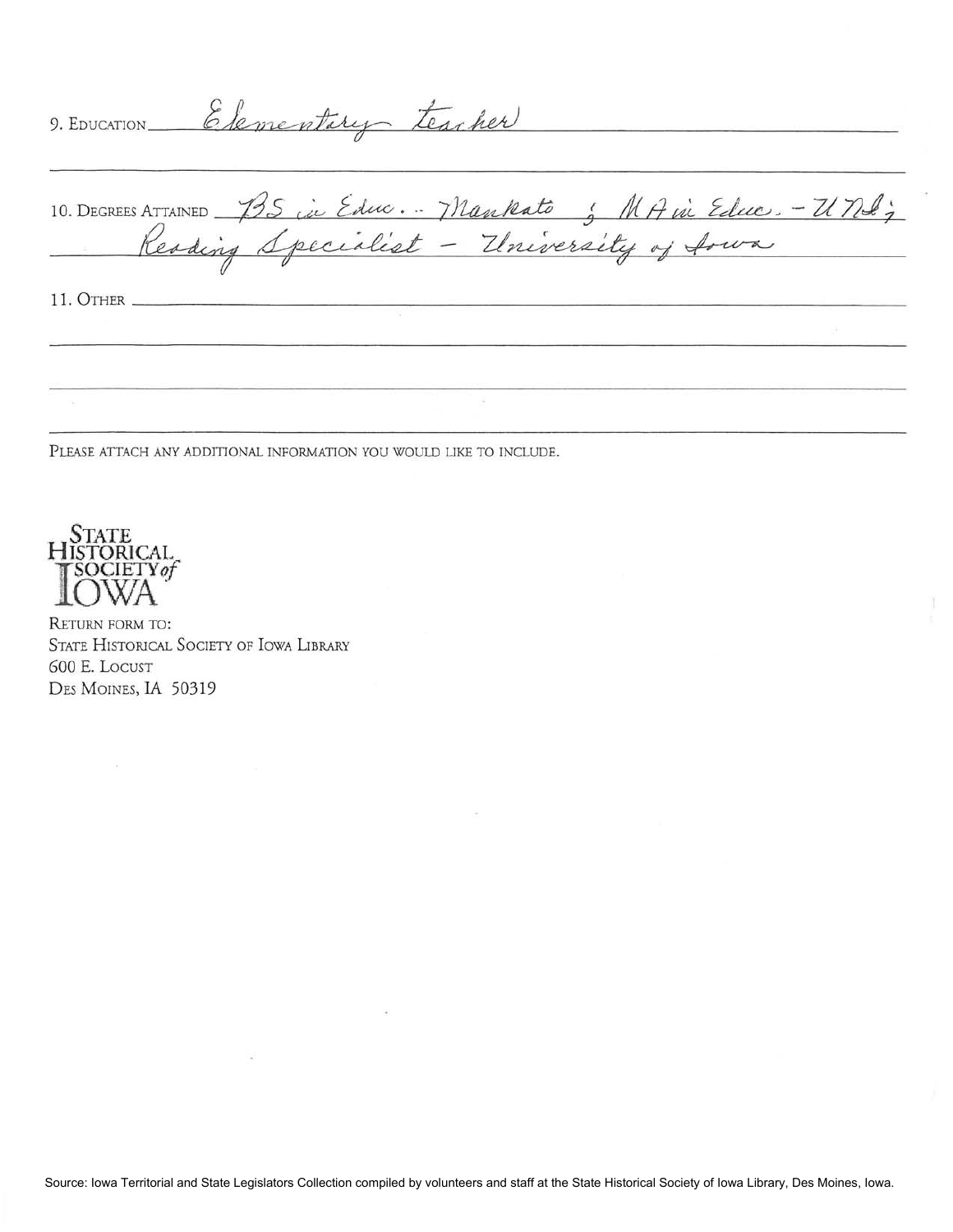9. EDUCATION Elementary teacher

10. DEGREES ATTAINED BS in Educ. - Mankato ; MA in Educ. - UNI; Reading Specialist - University of Iowa

11. OTHER

PLEASE ATTACH ANY ADDITIONAL INFORMATION YOU WOULD LIKE TO INCLUDE.

STATE HISTORICAL SOCIETY of IOWA

RETURN FORM TO:
STATE HISTORICAL SOCIETY OF IOWA LIBRARY
600 E. LOCUST
DES MOINES, IA 50319

Source: Iowa Territorial and State Legislators Collection compiled by volunteers and staff at the State Historical Society of Iowa Library, Des Moines, Iowa.